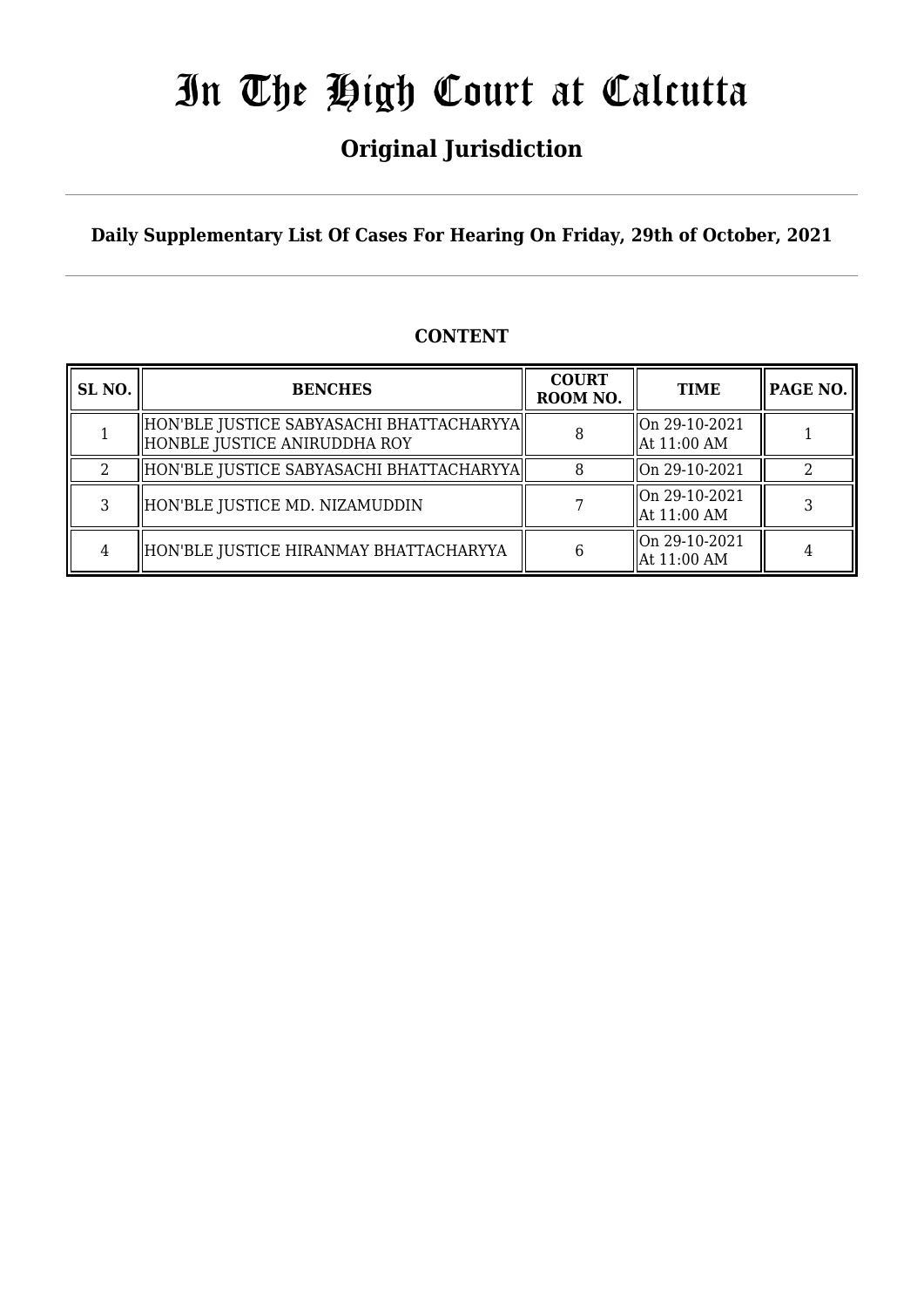# In The High Court at Calcutta

## Original Jurisdiction

**Daily Supplementary List Of Cases For Hearing On Friday, 29th of October, 2021**

### CONTENT

| SL NO. | BENCHES | COURT ROOM NO. | TIME | PAGE NO. |
|---|---|---|---|---|
| 1 | HON'BLE JUSTICE SABYASACHI BHATTACHARYYA<br>HONBLE JUSTICE ANIRUDDHA ROY | 8 | On 29-10-2021<br>At 11:00 AM | 1 |
| 2 | HON'BLE JUSTICE SABYASACHI BHATTACHARYYA | 8 | On 29-10-2021 | 2 |
| 3 | HON'BLE JUSTICE MD. NIZAMUDDIN | 7 | On 29-10-2021<br>At 11:00 AM | 3 |
| 4 | HON'BLE JUSTICE HIRANMAY BHATTACHARYYA | 6 | On 29-10-2021<br>At 11:00 AM | 4 |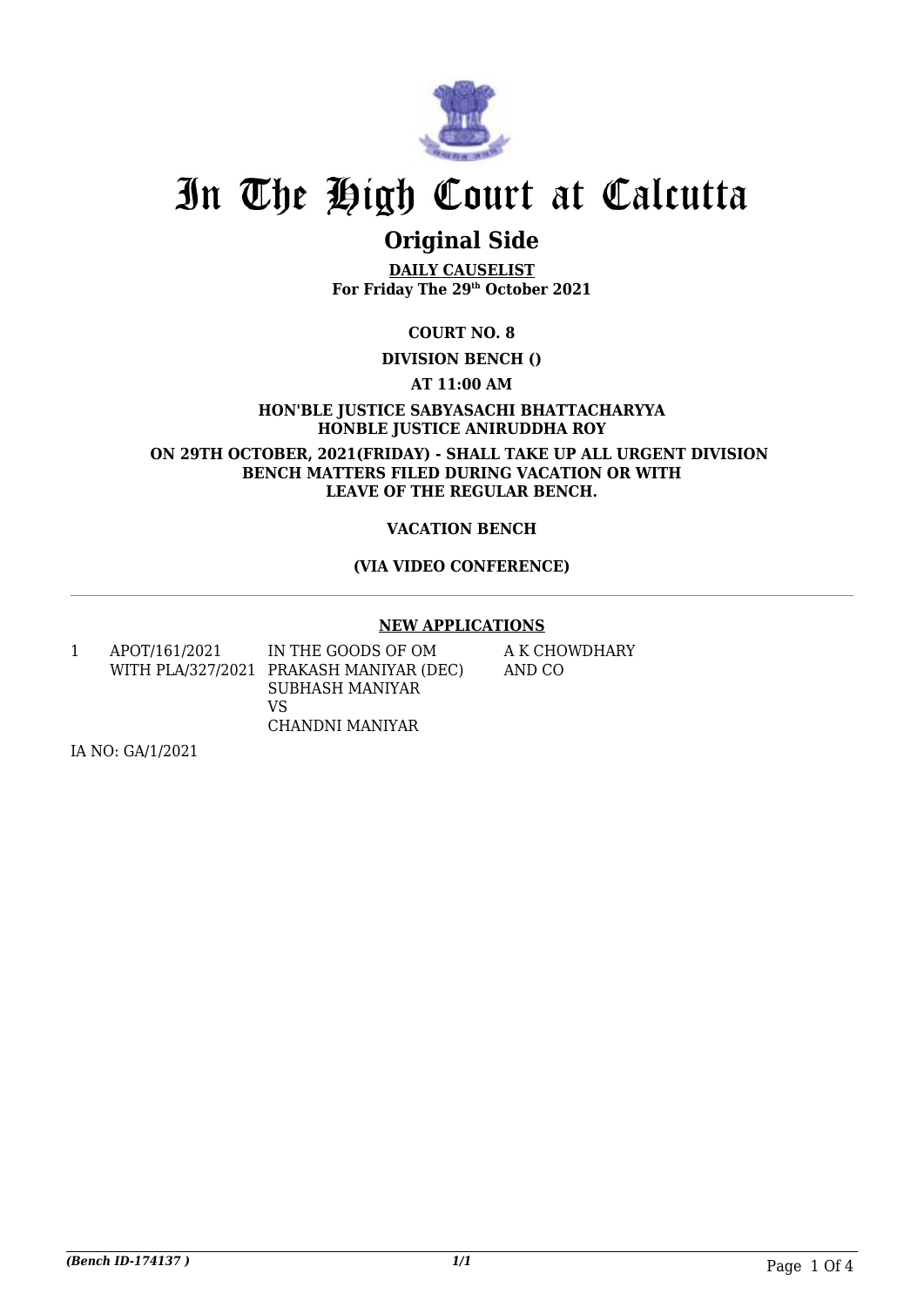# In The High Court at Calcutta

## Original Side

**DAILY CAUSELIST**
**For Friday The 29th October 2021**

**COURT NO. 8**

**DIVISION BENCH ()**

**AT 11:00 AM**

**HON'BLE JUSTICE SABYASACHI BHATTACHARYYA**
**HONBLE JUSTICE ANIRUDDHA ROY**

**ON 29TH OCTOBER, 2021(FRIDAY) - SHALL TAKE UP ALL URGENT DIVISION BENCH MATTERS FILED DURING VACATION OR WITH LEAVE OF THE REGULAR BENCH.**

**VACATION BENCH**

**(VIA VIDEO CONFERENCE)**

---

**NEW APPLICATIONS**

| | | | |
|---|---|---|---|
| 1 | APOT/161/2021 WITH PLA/327/2021 | IN THE GOODS OF OM PRAKASH MANIYAR (DEC) SUBHASH MANIYAR VS CHANDNI MANIYAR | A K CHOWDHARY AND CO |

IA NO: GA/1/2021

*(Bench ID-174137 )* 1/1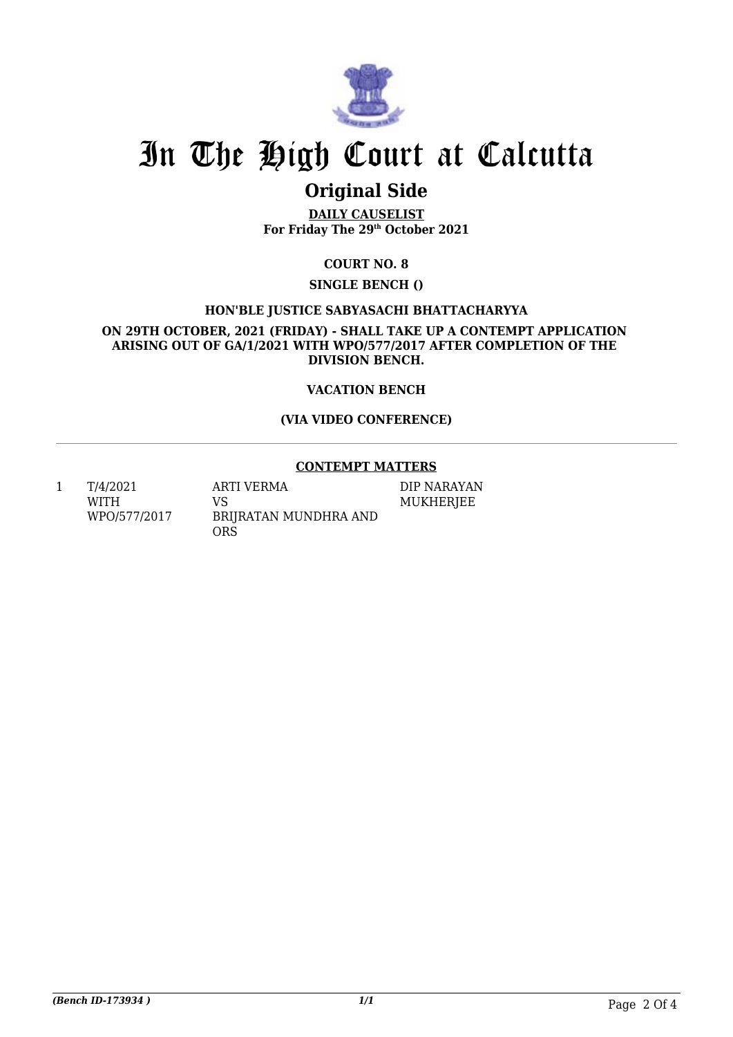# In The High Court at Calcutta

## Original Side

**DAILY CAUSELIST**
**For Friday The 29th October 2021**

**COURT NO. 8**

**SINGLE BENCH ()**

**HON'BLE JUSTICE SABYASACHI BHATTACHARYYA**

**ON 29TH OCTOBER, 2021 (FRIDAY) - SHALL TAKE UP A CONTEMPT APPLICATION ARISING OUT OF GA/1/2021 WITH WPO/577/2017 AFTER COMPLETION OF THE DIVISION BENCH.**

**VACATION BENCH**

**(VIA VIDEO CONFERENCE)**

---

**CONTEMPT MATTERS**

| | | | |
|---|---|---|---|
| 1 | T/4/2021 WITH WPO/577/2017 | ARTI VERMA VS BRIJRATAN MUNDHRA AND ORS | DIP NARAYAN MUKHERJEE |

*(Bench ID-173934 )* 1/1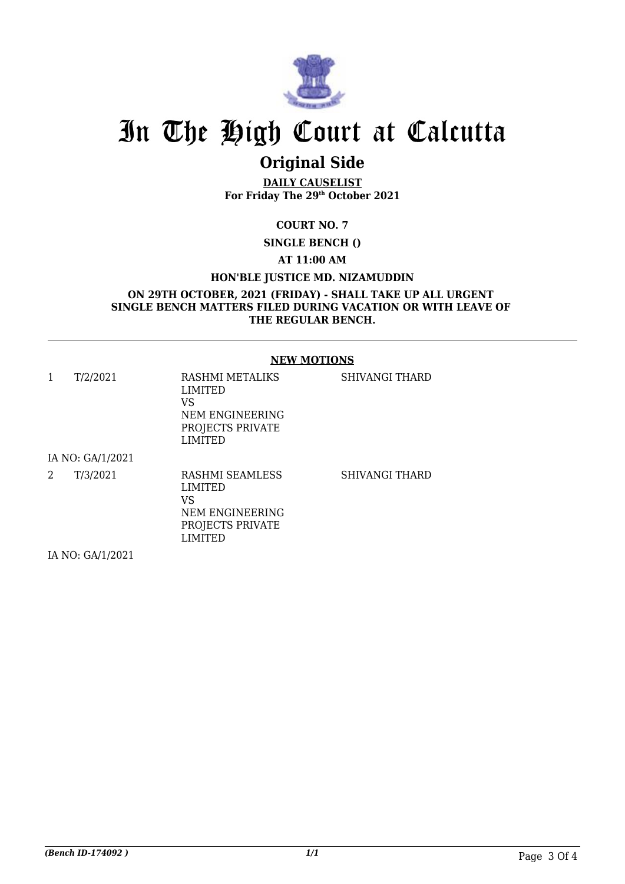# In The High Court at Calcutta

## Original Side

**DAILY CAUSELIST**
**For Friday The 29th October 2021**

**COURT NO. 7**

**SINGLE BENCH ()**

**AT 11:00 AM**

**HON'BLE JUSTICE MD. NIZAMUDDIN**

**ON 29TH OCTOBER, 2021 (FRIDAY) - SHALL TAKE UP ALL URGENT SINGLE BENCH MATTERS FILED DURING VACATION OR WITH LEAVE OF THE REGULAR BENCH.**

---

**NEW MOTIONS**

| | | | |
|---|---|---|---|
| 1 | T/2/2021 | RASHMI METALIKS LIMITED VS NEM ENGINEERING PROJECTS PRIVATE LIMITED | SHIVANGI THARD |
| IA NO: GA/1/2021 | | | |
| 2 | T/3/2021 | RASHMI SEAMLESS LIMITED VS NEM ENGINEERING PROJECTS PRIVATE LIMITED | SHIVANGI THARD |
| IA NO: GA/1/2021 | | | |

*(Bench ID-174092 )*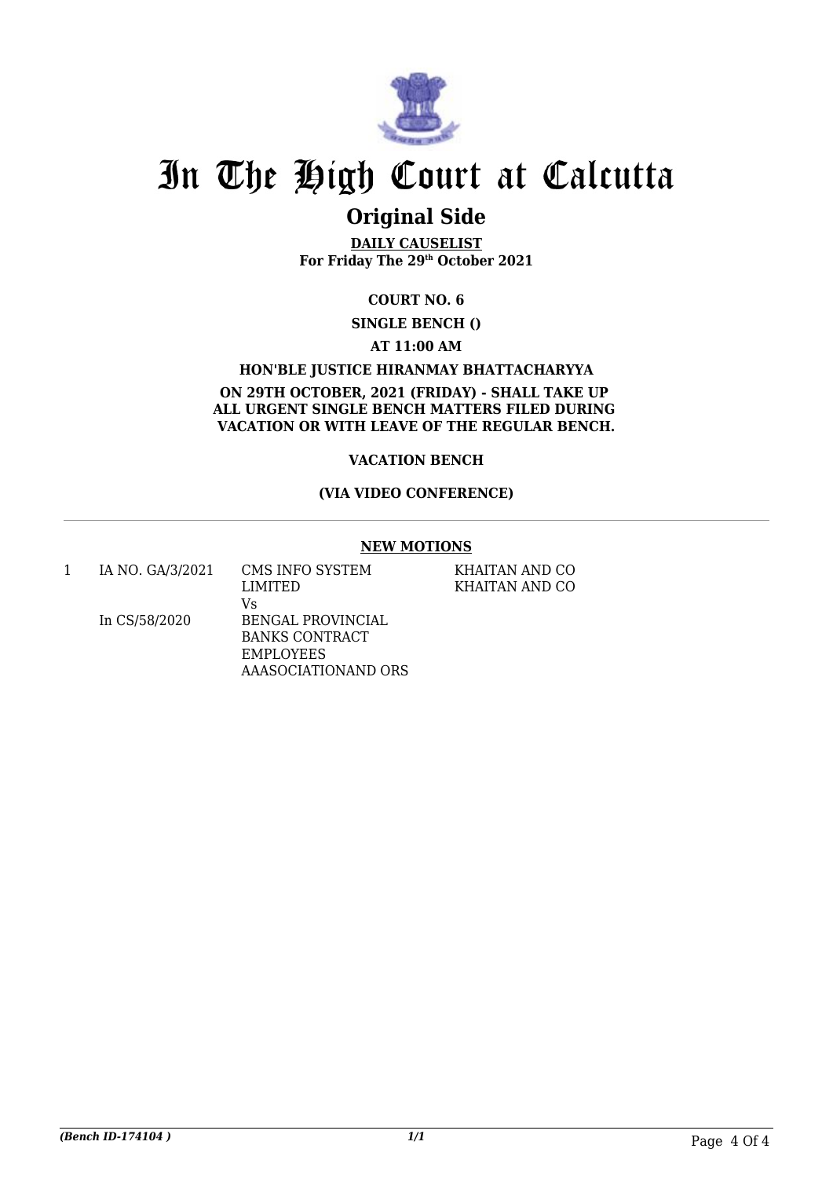# In The High Court at Calcutta

## Original Side

**DAILY CAUSELIST**
**For Friday The 29th October 2021**

**COURT NO. 6**

**SINGLE BENCH ()**

**AT 11:00 AM**

**HON'BLE JUSTICE HIRANMAY BHATTACHARYYA**

**ON 29TH OCTOBER, 2021 (FRIDAY) - SHALL TAKE UP ALL URGENT SINGLE BENCH MATTERS FILED DURING VACATION OR WITH LEAVE OF THE REGULAR BENCH.**

**VACATION BENCH**

**(VIA VIDEO CONFERENCE)**

**NEW MOTIONS**

| | | | |
|---|---|---|---|
| 1 | IA NO. GA/3/2021<br><br>In CS/58/2020 | CMS INFO SYSTEM LIMITED<br>Vs<br>BENGAL PROVINCIAL BANKS CONTRACT EMPLOYEES AAASOCIATIONAND ORS | KHAITAN AND CO<br>KHAITAN AND CO |

*(Bench ID-174104 )*